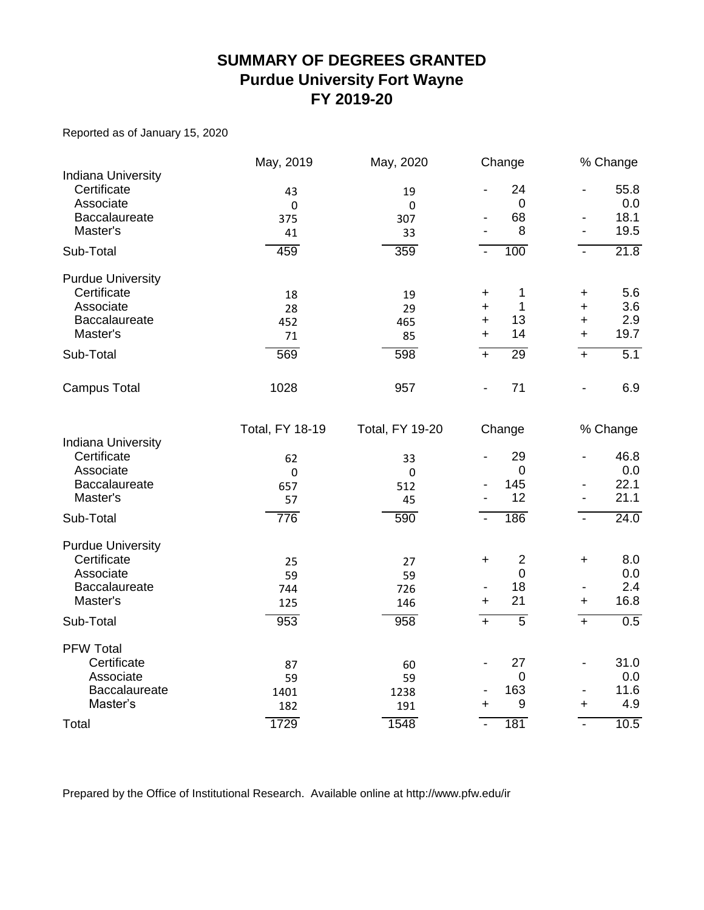# SUMMARY OF DEGREES GRANTED
## Purdue University Fort Wayne
## FY 2019-20

Reported as of January 15, 2020

| | May, 2019 | May, 2020 | Change | % Change |
|---|---|---|---|---|
| **Indiana University** | | | | |
| Certificate | 43 | 19 | - 24 | - 55.8 |
| Associate | 0 | 0 | 0 | 0.0 |
| Baccalaureate | 375 | 307 | - 68 | - 18.1 |
| Master's | 41 | 33 | - 8 | - 19.5 |
| Sub-Total | 459 | 359 | - 100 | - 21.8 |
| **Purdue University** | | | | |
| Certificate | 18 | 19 | + 1 | + 5.6 |
| Associate | 28 | 29 | + 1 | + 3.6 |
| Baccalaureate | 452 | 465 | + 13 | + 2.9 |
| Master's | 71 | 85 | + 14 | + 19.7 |
| Sub-Total | 569 | 598 | + 29 | + 5.1 |
| Campus Total | 1028 | 957 | - 71 | - 6.9 |

| | Total, FY 18-19 | Total, FY 19-20 | Change | % Change |
|---|---|---|---|---|
| **Indiana University** | | | | |
| Certificate | 62 | 33 | - 29 | - 46.8 |
| Associate | 0 | 0 | 0 | 0.0 |
| Baccalaureate | 657 | 512 | - 145 | - 22.1 |
| Master's | 57 | 45 | - 12 | - 21.1 |
| Sub-Total | 776 | 590 | - 186 | - 24.0 |
| **Purdue University** | | | | |
| Certificate | 25 | 27 | + 2 | + 8.0 |
| Associate | 59 | 59 | 0 | 0.0 |
| Baccalaureate | 744 | 726 | - 18 | - 2.4 |
| Master's | 125 | 146 | + 21 | + 16.8 |
| Sub-Total | 953 | 958 | + 5 | + 0.5 |
| **PFW Total** | | | | |
| Certificate | 87 | 60 | - 27 | - 31.0 |
| Associate | 59 | 59 | 0 | 0.0 |
| Baccalaureate | 1401 | 1238 | - 163 | - 11.6 |
| Master's | 182 | 191 | + 9 | + 4.9 |
| Total | 1729 | 1548 | - 181 | - 10.5 |

Prepared by the Office of Institutional Research. Available online at http://www.pfw.edu/ir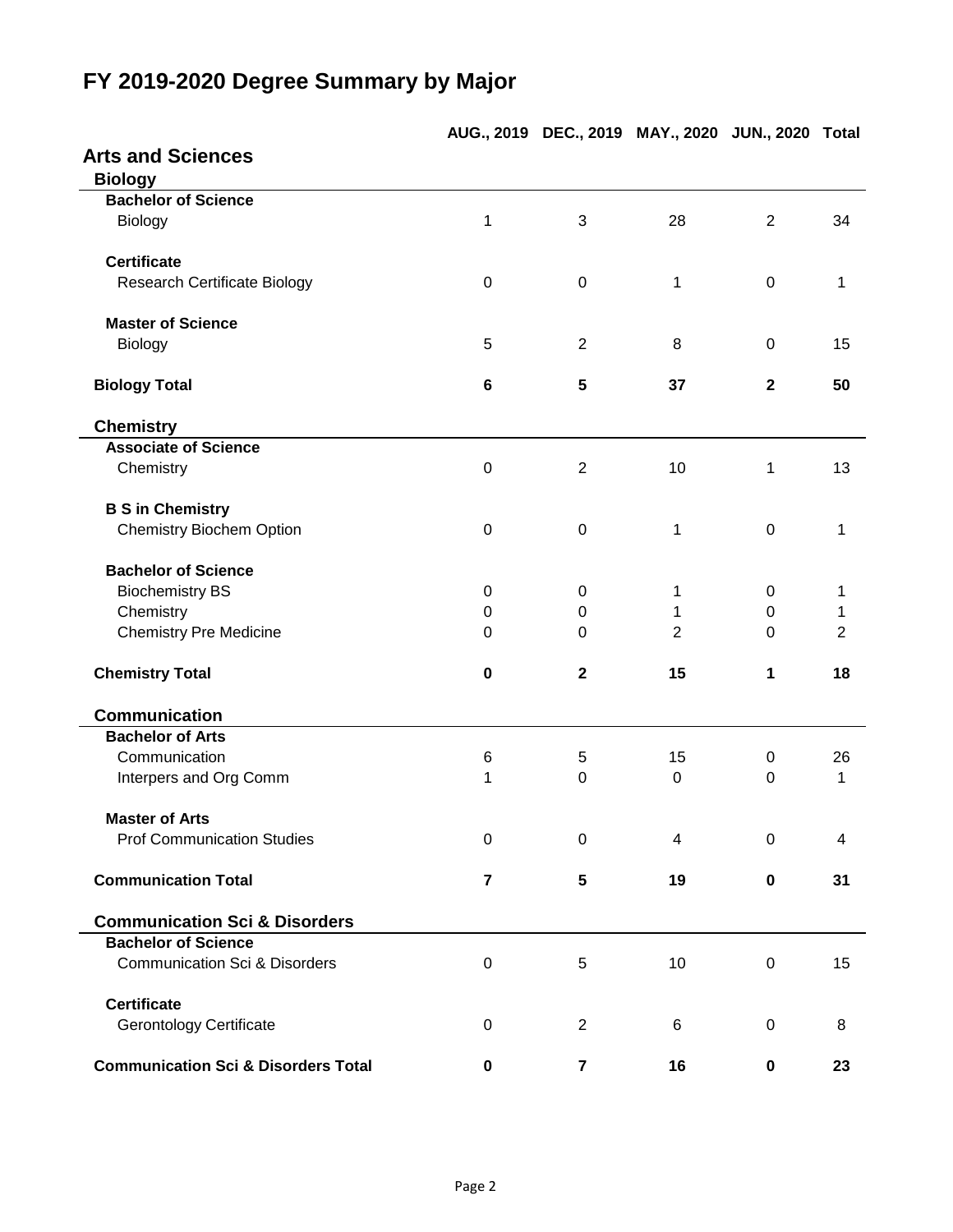# FY 2019-2020 Degree Summary by Major

| | AUG., 2019 | DEC., 2019 | MAY., 2020 | JUN., 2020 | Total |
|---|---|---|---|---|---|
| **Arts and Sciences** | | | | | |
| **Biology** | | | | | |
| **Bachelor of Science** | | | | | |
| Biology | 1 | 3 | 28 | 2 | 34 |
| **Certificate** | | | | | |
| Research Certificate Biology | 0 | 0 | 1 | 0 | 1 |
| **Master of Science** | | | | | |
| Biology | 5 | 2 | 8 | 0 | 15 |
| **Biology Total** | **6** | **5** | **37** | **2** | **50** |
| **Chemistry** | | | | | |
| **Associate of Science** | | | | | |
| Chemistry | 0 | 2 | 10 | 1 | 13 |
| **B S in Chemistry** | | | | | |
| Chemistry Biochem Option | 0 | 0 | 1 | 0 | 1 |
| **Bachelor of Science** | | | | | |
| Biochemistry BS | 0 | 0 | 1 | 0 | 1 |
| Chemistry | 0 | 0 | 1 | 0 | 1 |
| Chemistry Pre Medicine | 0 | 0 | 2 | 0 | 2 |
| **Chemistry Total** | **0** | **2** | **15** | **1** | **18** |
| **Communication** | | | | | |
| **Bachelor of Arts** | | | | | |
| Communication | 6 | 5 | 15 | 0 | 26 |
| Interpers and Org Comm | 1 | 0 | 0 | 0 | 1 |
| **Master of Arts** | | | | | |
| Prof Communication Studies | 0 | 0 | 4 | 0 | 4 |
| **Communication Total** | **7** | **5** | **19** | **0** | **31** |
| **Communication Sci & Disorders** | | | | | |
| **Bachelor of Science** | | | | | |
| Communication Sci & Disorders | 0 | 5 | 10 | 0 | 15 |
| **Certificate** | | | | | |
| Gerontology Certificate | 0 | 2 | 6 | 0 | 8 |
| **Communication Sci & Disorders Total** | **0** | **7** | **16** | **0** | **23** |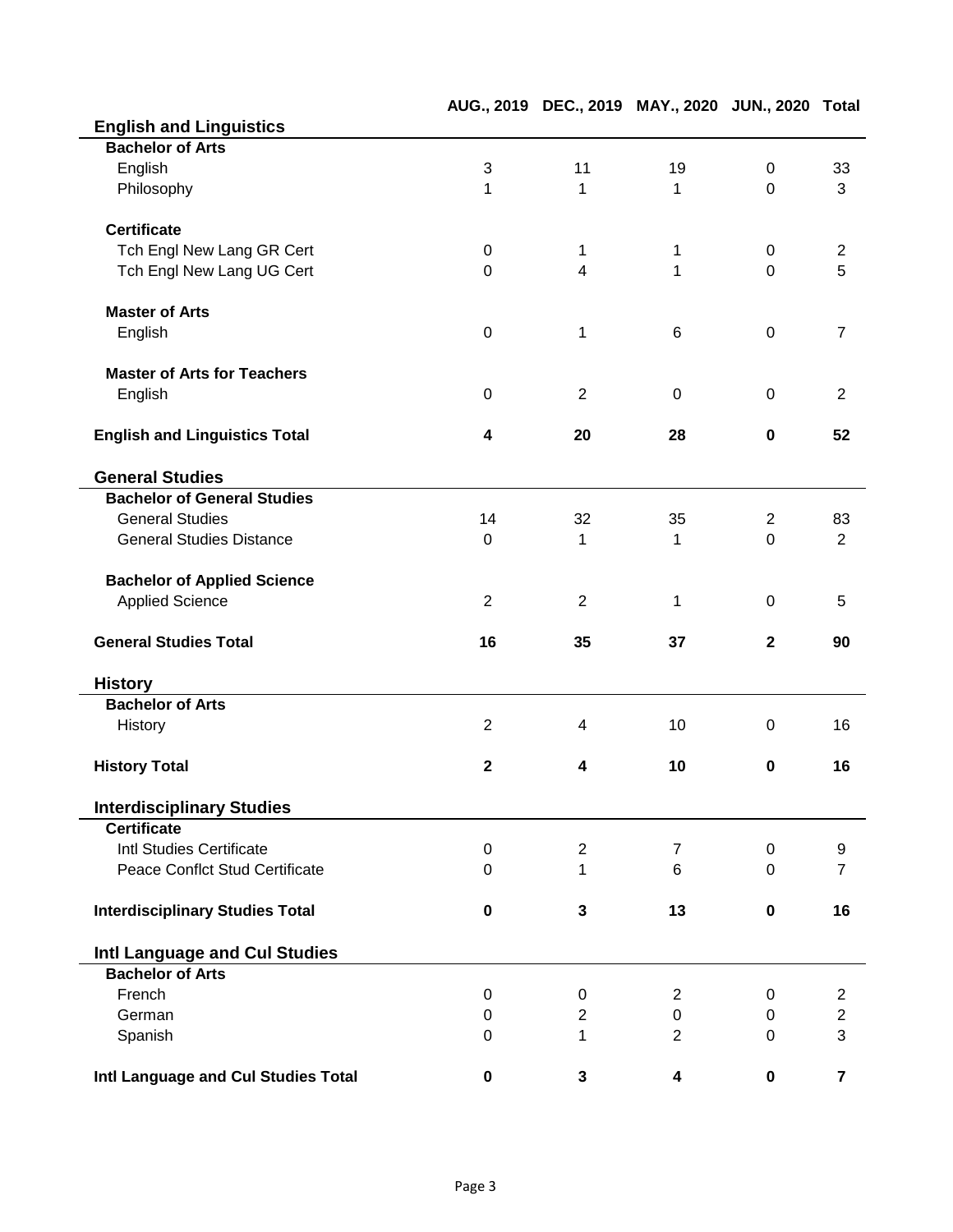| | AUG., 2019 | DEC., 2019 | MAY., 2020 | JUN., 2020 | Total |
|---|---|---|---|---|---|
| **English and Linguistics** | | | | | |
| **Bachelor of Arts** | | | | | |
| English | 3 | 11 | 19 | 0 | 33 |
| Philosophy | 1 | 1 | 1 | 0 | 3 |
| **Certificate** | | | | | |
| Tch Engl New Lang GR Cert | 0 | 1 | 1 | 0 | 2 |
| Tch Engl New Lang UG Cert | 0 | 4 | 1 | 0 | 5 |
| **Master of Arts** | | | | | |
| English | 0 | 1 | 6 | 0 | 7 |
| **Master of Arts for Teachers** | | | | | |
| English | 0 | 2 | 0 | 0 | 2 |
| **English and Linguistics Total** | **4** | **20** | **28** | **0** | **52** |
| **General Studies** | | | | | |
| **Bachelor of General Studies** | | | | | |
| General Studies | 14 | 32 | 35 | 2 | 83 |
| General Studies Distance | 0 | 1 | 1 | 0 | 2 |
| **Bachelor of Applied Science** | | | | | |
| Applied Science | 2 | 2 | 1 | 0 | 5 |
| **General Studies Total** | **16** | **35** | **37** | **2** | **90** |
| **History** | | | | | |
| **Bachelor of Arts** | | | | | |
| History | 2 | 4 | 10 | 0 | 16 |
| **History Total** | **2** | **4** | **10** | **0** | **16** |
| **Interdisciplinary Studies** | | | | | |
| **Certificate** | | | | | |
| Intl Studies Certificate | 0 | 2 | 7 | 0 | 9 |
| Peace Conflct Stud Certificate | 0 | 1 | 6 | 0 | 7 |
| **Interdisciplinary Studies Total** | **0** | **3** | **13** | **0** | **16** |
| **Intl Language and Cul Studies** | | | | | |
| **Bachelor of Arts** | | | | | |
| French | 0 | 0 | 2 | 0 | 2 |
| German | 0 | 2 | 0 | 0 | 2 |
| Spanish | 0 | 1 | 2 | 0 | 3 |
| **Intl Language and Cul Studies Total** | **0** | **3** | **4** | **0** | **7** |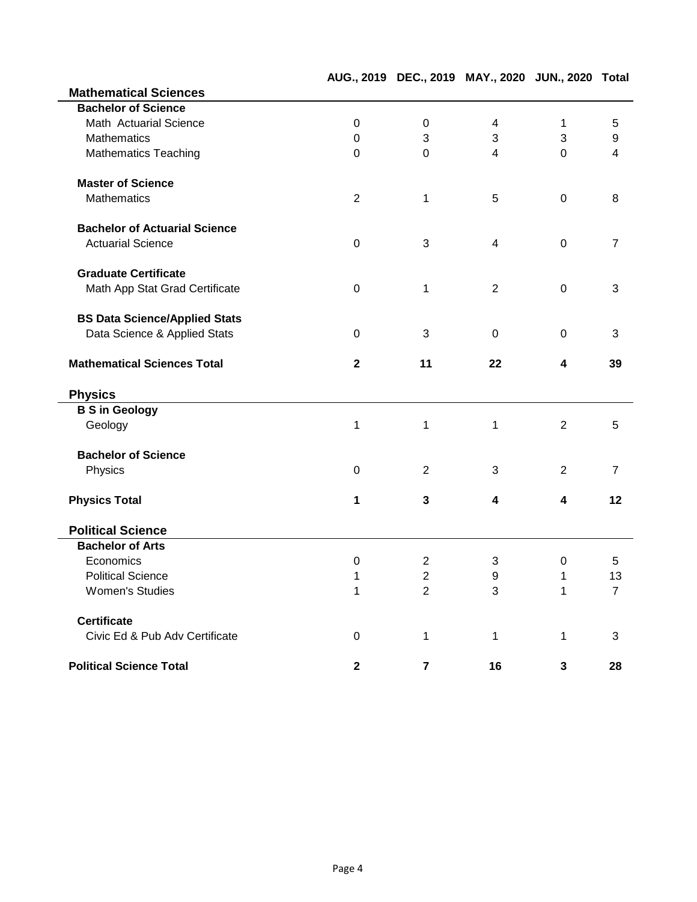| | AUG., 2019 | DEC., 2019 | MAY., 2020 | JUN., 2020 | Total |
|---|---|---|---|---|---|
| **Mathematical Sciences** | | | | | |
| **Bachelor of Science** | | | | | |
| Math Actuarial Science | 0 | 0 | 4 | 1 | 5 |
| Mathematics | 0 | 3 | 3 | 3 | 9 |
| Mathematics Teaching | 0 | 0 | 4 | 0 | 4 |
| **Master of Science** | | | | | |
| Mathematics | 2 | 1 | 5 | 0 | 8 |
| **Bachelor of Actuarial Science** | | | | | |
| Actuarial Science | 0 | 3 | 4 | 0 | 7 |
| **Graduate Certificate** | | | | | |
| Math App Stat Grad Certificate | 0 | 1 | 2 | 0 | 3 |
| **BS Data Science/Applied Stats** | | | | | |
| Data Science & Applied Stats | 0 | 3 | 0 | 0 | 3 |
| **Mathematical Sciences Total** | **2** | **11** | **22** | **4** | **39** |
| **Physics** | | | | | |
| **B S in Geology** | | | | | |
| Geology | 1 | 1 | 1 | 2 | 5 |
| **Bachelor of Science** | | | | | |
| Physics | 0 | 2 | 3 | 2 | 7 |
| **Physics Total** | **1** | **3** | **4** | **4** | **12** |
| **Political Science** | | | | | |
| **Bachelor of Arts** | | | | | |
| Economics | 0 | 2 | 3 | 0 | 5 |
| Political Science | 1 | 2 | 9 | 1 | 13 |
| Women's Studies | 1 | 2 | 3 | 1 | 7 |
| **Certificate** | | | | | |
| Civic Ed & Pub Adv Certificate | 0 | 1 | 1 | 1 | 3 |
| **Political Science Total** | **2** | **7** | **16** | **3** | **28** |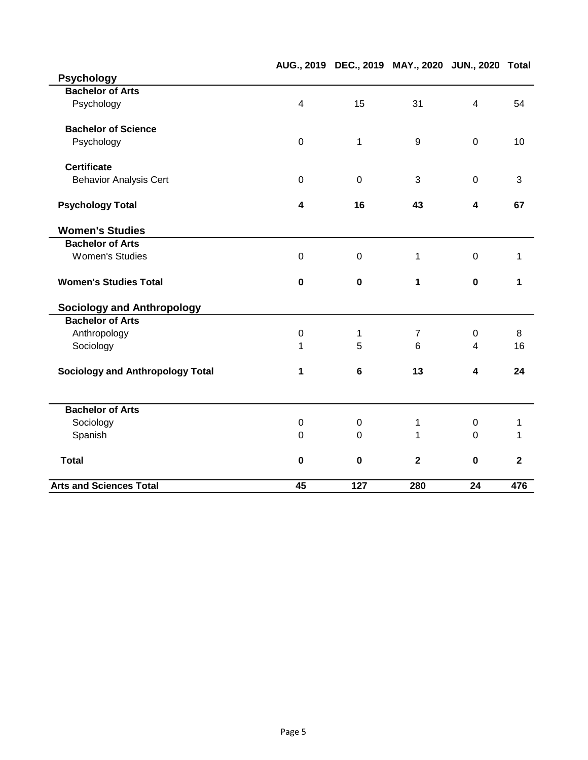| | AUG., 2019 | DEC., 2019 | MAY., 2020 | JUN., 2020 | Total |
|---|---|---|---|---|---|
| **Psychology** | | | | | |
| **Bachelor of Arts** | | | | | |
| Psychology | 4 | 15 | 31 | 4 | 54 |
| **Bachelor of Science** | | | | | |
| Psychology | 0 | 1 | 9 | 0 | 10 |
| **Certificate** | | | | | |
| Behavior Analysis Cert | 0 | 0 | 3 | 0 | 3 |
| **Psychology Total** | **4** | **16** | **43** | **4** | **67** |
| **Women's Studies** | | | | | |
| **Bachelor of Arts** | | | | | |
| Women's Studies | 0 | 0 | 1 | 0 | 1 |
| **Women's Studies Total** | **0** | **0** | **1** | **0** | **1** |
| **Sociology and Anthropology** | | | | | |
| **Bachelor of Arts** | | | | | |
| Anthropology | 0 | 1 | 7 | 0 | 8 |
| Sociology | 1 | 5 | 6 | 4 | 16 |
| **Sociology and Anthropology Total** | **1** | **6** | **13** | **4** | **24** |
| | | | | | |
| **Bachelor of Arts** | | | | | |
| Sociology | 0 | 0 | 1 | 0 | 1 |
| Spanish | 0 | 0 | 1 | 0 | 1 |
| **Total** | **0** | **0** | **2** | **0** | **2** |
| **Arts and Sciences Total** | **45** | **127** | **280** | **24** | **476** |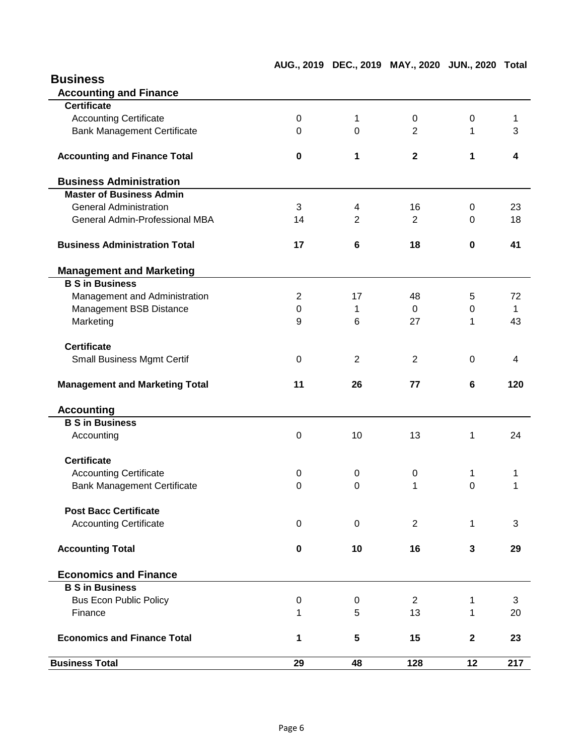| | AUG., 2019 | DEC., 2019 | MAY., 2020 | JUN., 2020 | Total |
|---|---|---|---|---|---|
| **Business** | | | | | |
| **Accounting and Finance** | | | | | |
| **Certificate** | | | | | |
| Accounting Certificate | 0 | 1 | 0 | 0 | 1 |
| Bank Management Certificate | 0 | 0 | 2 | 1 | 3 |
| **Accounting and Finance Total** | **0** | **1** | **2** | **1** | **4** |
| **Business Administration** | | | | | |
| **Master of Business Admin** | | | | | |
| General Administration | 3 | 4 | 16 | 0 | 23 |
| General Admin-Professional MBA | 14 | 2 | 2 | 0 | 18 |
| **Business Administration Total** | **17** | **6** | **18** | **0** | **41** |
| **Management and Marketing** | | | | | |
| **B S in Business** | | | | | |
| Management and Administration | 2 | 17 | 48 | 5 | 72 |
| Management BSB Distance | 0 | 1 | 0 | 0 | 1 |
| Marketing | 9 | 6 | 27 | 1 | 43 |
| **Certificate** | | | | | |
| Small Business Mgmt Certif | 0 | 2 | 2 | 0 | 4 |
| **Management and Marketing Total** | **11** | **26** | **77** | **6** | **120** |
| **Accounting** | | | | | |
| **B S in Business** | | | | | |
| Accounting | 0 | 10 | 13 | 1 | 24 |
| **Certificate** | | | | | |
| Accounting Certificate | 0 | 0 | 0 | 1 | 1 |
| Bank Management Certificate | 0 | 0 | 1 | 0 | 1 |
| **Post Bacc Certificate** | | | | | |
| Accounting Certificate | 0 | 0 | 2 | 1 | 3 |
| **Accounting Total** | **0** | **10** | **16** | **3** | **29** |
| **Economics and Finance** | | | | | |
| **B S in Business** | | | | | |
| Bus Econ Public Policy | 0 | 0 | 2 | 1 | 3 |
| Finance | 1 | 5 | 13 | 1 | 20 |
| **Economics and Finance Total** | **1** | **5** | **15** | **2** | **23** |
| **Business Total** | **29** | **48** | **128** | **12** | **217** |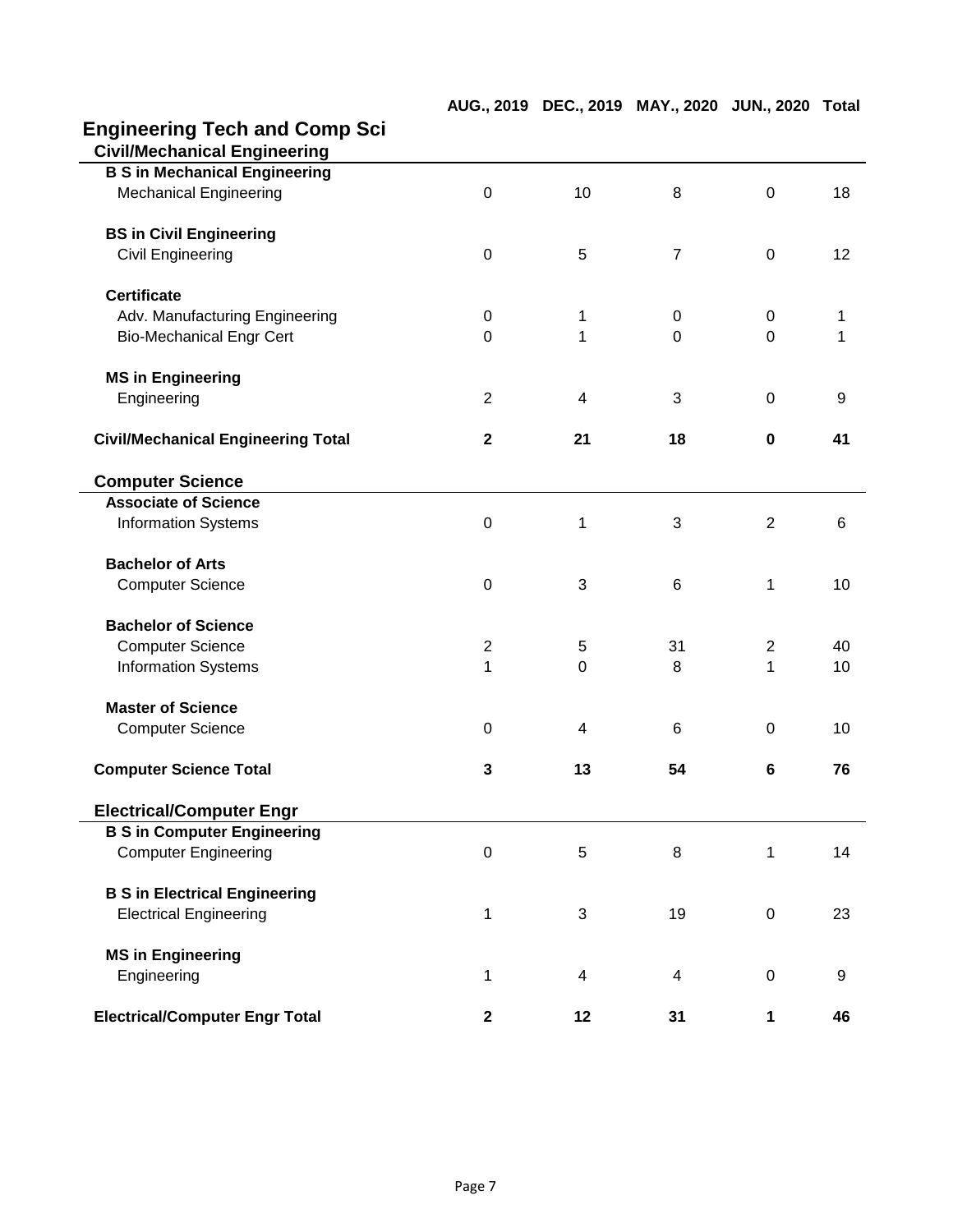## Engineering Tech and Comp Sci

| | AUG., 2019 | DEC., 2019 | MAY., 2020 | JUN., 2020 | Total |
|---|---|---|---|---|---|
| **Civil/Mechanical Engineering** | | | | | |
| **B S in Mechanical Engineering** | | | | | |
| Mechanical Engineering | 0 | 10 | 8 | 0 | 18 |
| **BS in Civil Engineering** | | | | | |
| Civil Engineering | 0 | 5 | 7 | 0 | 12 |
| **Certificate** | | | | | |
| Adv. Manufacturing Engineering | 0 | 1 | 0 | 0 | 1 |
| Bio-Mechanical Engr Cert | 0 | 1 | 0 | 0 | 1 |
| **MS in Engineering** | | | | | |
| Engineering | 2 | 4 | 3 | 0 | 9 |
| **Civil/Mechanical Engineering Total** | **2** | **21** | **18** | **0** | **41** |
| **Computer Science** | | | | | |
| **Associate of Science** | | | | | |
| Information Systems | 0 | 1 | 3 | 2 | 6 |
| **Bachelor of Arts** | | | | | |
| Computer Science | 0 | 3 | 6 | 1 | 10 |
| **Bachelor of Science** | | | | | |
| Computer Science | 2 | 5 | 31 | 2 | 40 |
| Information Systems | 1 | 0 | 8 | 1 | 10 |
| **Master of Science** | | | | | |
| Computer Science | 0 | 4 | 6 | 0 | 10 |
| **Computer Science Total** | **3** | **13** | **54** | **6** | **76** |
| **Electrical/Computer Engr** | | | | | |
| **B S in Computer Engineering** | | | | | |
| Computer Engineering | 0 | 5 | 8 | 1 | 14 |
| **B S in Electrical Engineering** | | | | | |
| Electrical Engineering | 1 | 3 | 19 | 0 | 23 |
| **MS in Engineering** | | | | | |
| Engineering | 1 | 4 | 4 | 0 | 9 |
| **Electrical/Computer Engr Total** | **2** | **12** | **31** | **1** | **46** |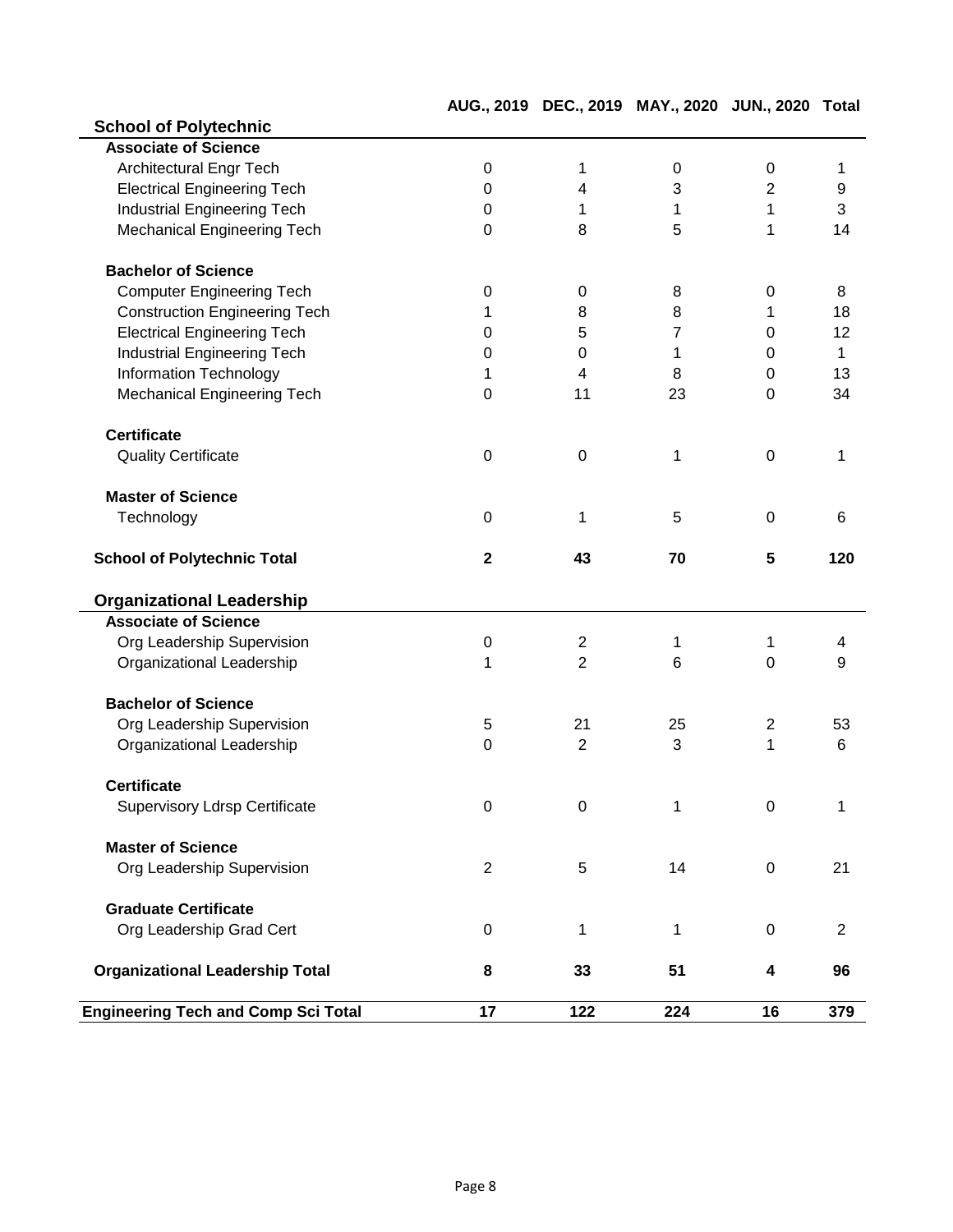| | AUG., 2019 | DEC., 2019 | MAY., 2020 | JUN., 2020 | Total |
|---|---|---|---|---|---|
| **School of Polytechnic** | | | | | |
| **Associate of Science** | | | | | |
| Architectural Engr Tech | 0 | 1 | 0 | 0 | 1 |
| Electrical Engineering Tech | 0 | 4 | 3 | 2 | 9 |
| Industrial Engineering Tech | 0 | 1 | 1 | 1 | 3 |
| Mechanical Engineering Tech | 0 | 8 | 5 | 1 | 14 |
| **Bachelor of Science** | | | | | |
| Computer Engineering Tech | 0 | 0 | 8 | 0 | 8 |
| Construction Engineering Tech | 1 | 8 | 8 | 1 | 18 |
| Electrical Engineering Tech | 0 | 5 | 7 | 0 | 12 |
| Industrial Engineering Tech | 0 | 0 | 1 | 0 | 1 |
| Information Technology | 1 | 4 | 8 | 0 | 13 |
| Mechanical Engineering Tech | 0 | 11 | 23 | 0 | 34 |
| **Certificate** | | | | | |
| Quality Certificate | 0 | 0 | 1 | 0 | 1 |
| **Master of Science** | | | | | |
| Technology | 0 | 1 | 5 | 0 | 6 |
| **School of Polytechnic Total** | **2** | **43** | **70** | **5** | **120** |
| **Organizational Leadership** | | | | | |
| **Associate of Science** | | | | | |
| Org Leadership Supervision | 0 | 2 | 1 | 1 | 4 |
| Organizational Leadership | 1 | 2 | 6 | 0 | 9 |
| **Bachelor of Science** | | | | | |
| Org Leadership Supervision | 5 | 21 | 25 | 2 | 53 |
| Organizational Leadership | 0 | 2 | 3 | 1 | 6 |
| **Certificate** | | | | | |
| Supervisory Ldrsp Certificate | 0 | 0 | 1 | 0 | 1 |
| **Master of Science** | | | | | |
| Org Leadership Supervision | 2 | 5 | 14 | 0 | 21 |
| **Graduate Certificate** | | | | | |
| Org Leadership Grad Cert | 0 | 1 | 1 | 0 | 2 |
| **Organizational Leadership Total** | **8** | **33** | **51** | **4** | **96** |
| **Engineering Tech and Comp Sci Total** | **17** | **122** | **224** | **16** | **379** |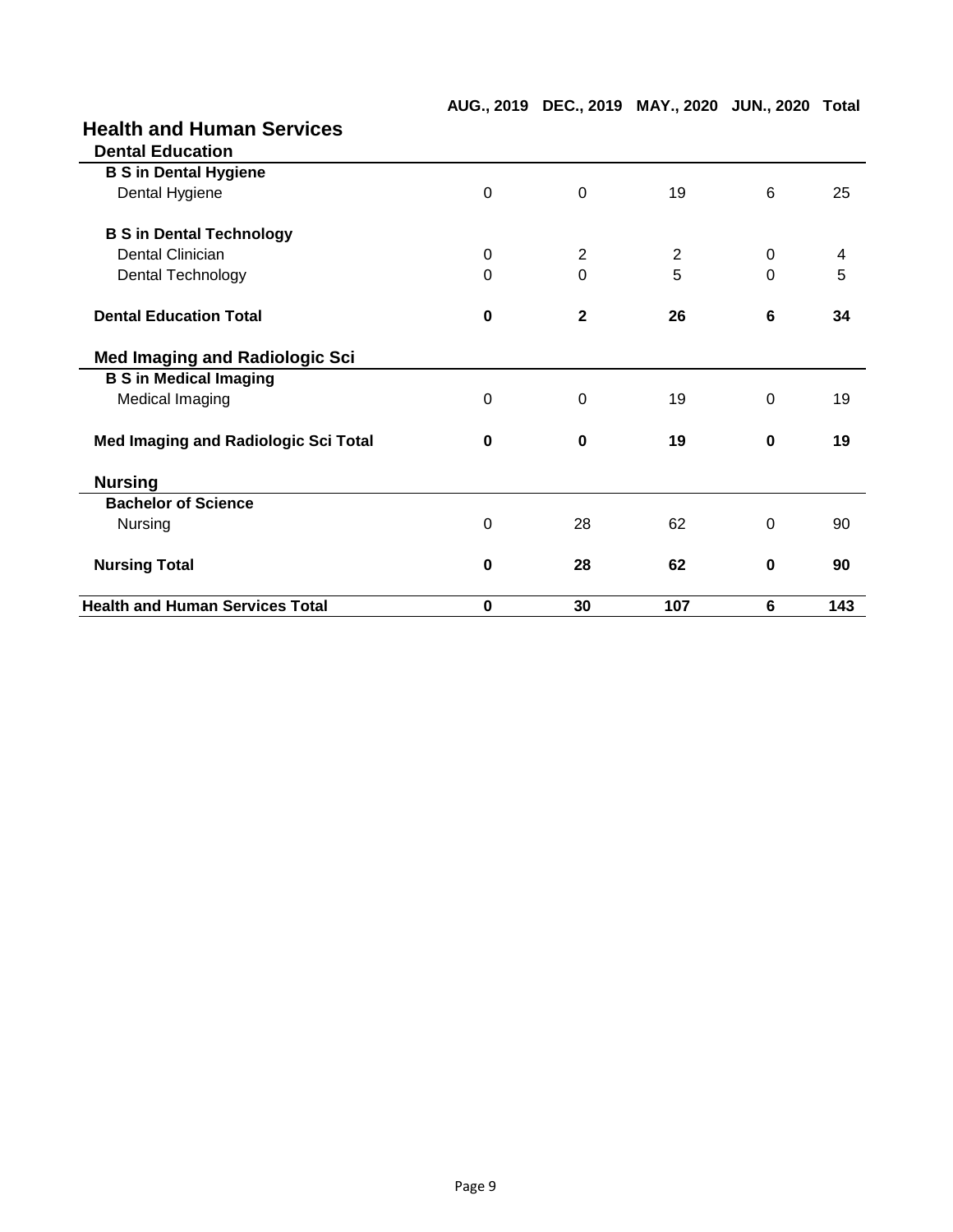## Health and Human Services

| | AUG., 2019 | DEC., 2019 | MAY., 2020 | JUN., 2020 | Total |
|---|---|---|---|---|---|
| **Dental Education** | | | | | |
| **B S in Dental Hygiene** | | | | | |
| Dental Hygiene | 0 | 0 | 19 | 6 | 25 |
| **B S in Dental Technology** | | | | | |
| Dental Clinician | 0 | 2 | 2 | 0 | 4 |
| Dental Technology | 0 | 0 | 5 | 0 | 5 |
| **Dental Education Total** | **0** | **2** | **26** | **6** | **34** |
| **Med Imaging and Radiologic Sci** | | | | | |
| **B S in Medical Imaging** | | | | | |
| Medical Imaging | 0 | 0 | 19 | 0 | 19 |
| **Med Imaging and Radiologic Sci Total** | **0** | **0** | **19** | **0** | **19** |
| **Nursing** | | | | | |
| **Bachelor of Science** | | | | | |
| Nursing | 0 | 28 | 62 | 0 | 90 |
| **Nursing Total** | **0** | **28** | **62** | **0** | **90** |
| **Health and Human Services Total** | **0** | **30** | **107** | **6** | **143** |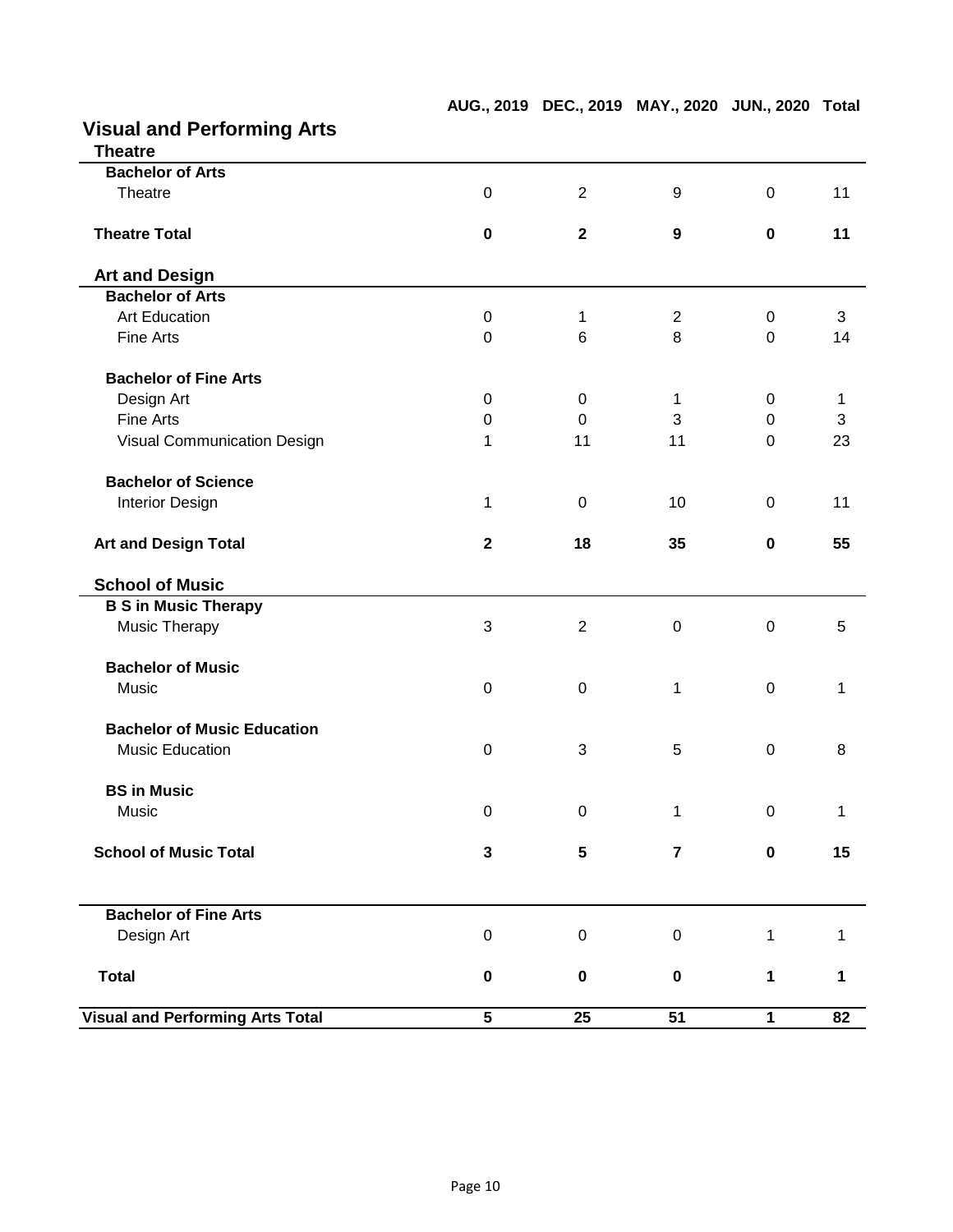## Visual and Performing Arts

| | AUG., 2019 | DEC., 2019 | MAY., 2020 | JUN., 2020 | Total |
|---|---|---|---|---|---|
| **Theatre** | | | | | |
| **Bachelor of Arts** | | | | | |
| Theatre | 0 | 2 | 9 | 0 | 11 |
| **Theatre Total** | **0** | **2** | **9** | **0** | **11** |
| **Art and Design** | | | | | |
| **Bachelor of Arts** | | | | | |
| Art Education | 0 | 1 | 2 | 0 | 3 |
| Fine Arts | 0 | 6 | 8 | 0 | 14 |
| **Bachelor of Fine Arts** | | | | | |
| Design Art | 0 | 0 | 1 | 0 | 1 |
| Fine Arts | 0 | 0 | 3 | 0 | 3 |
| Visual Communication Design | 1 | 11 | 11 | 0 | 23 |
| **Bachelor of Science** | | | | | |
| Interior Design | 1 | 0 | 10 | 0 | 11 |
| **Art and Design Total** | **2** | **18** | **35** | **0** | **55** |
| **School of Music** | | | | | |
| **B S in Music Therapy** | | | | | |
| Music Therapy | 3 | 2 | 0 | 0 | 5 |
| **Bachelor of Music** | | | | | |
| Music | 0 | 0 | 1 | 0 | 1 |
| **Bachelor of Music Education** | | | | | |
| Music Education | 0 | 3 | 5 | 0 | 8 |
| **BS in Music** | | | | | |
| Music | 0 | 0 | 1 | 0 | 1 |
| **School of Music Total** | **3** | **5** | **7** | **0** | **15** |
| **Bachelor of Fine Arts** | | | | | |
| Design Art | 0 | 0 | 0 | 1 | 1 |
| **Total** | **0** | **0** | **0** | **1** | **1** |
| **Visual and Performing Arts Total** | **5** | **25** | **51** | **1** | **82** |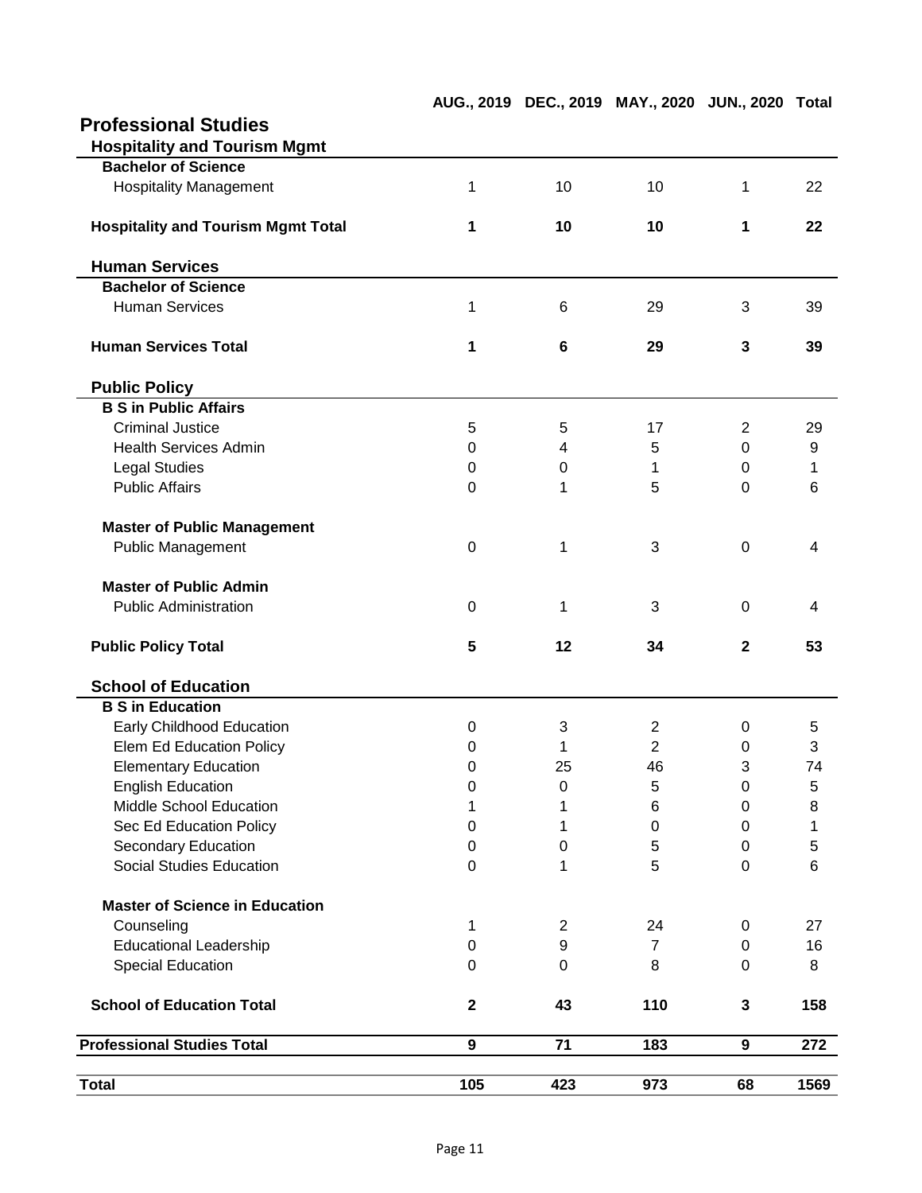| | AUG., 2019 | DEC., 2019 | MAY., 2020 | JUN., 2020 | Total |
|---|---|---|---|---|---|
| **Professional Studies** | | | | | |
| **Hospitality and Tourism Mgmt** | | | | | |
| **Bachelor of Science** | | | | | |
| Hospitality Management | 1 | 10 | 10 | 1 | 22 |
| **Hospitality and Tourism Mgmt Total** | **1** | **10** | **10** | **1** | **22** |
| **Human Services** | | | | | |
| **Bachelor of Science** | | | | | |
| Human Services | 1 | 6 | 29 | 3 | 39 |
| **Human Services Total** | **1** | **6** | **29** | **3** | **39** |
| **Public Policy** | | | | | |
| **B S in Public Affairs** | | | | | |
| Criminal Justice | 5 | 5 | 17 | 2 | 29 |
| Health Services Admin | 0 | 4 | 5 | 0 | 9 |
| Legal Studies | 0 | 0 | 1 | 0 | 1 |
| Public Affairs | 0 | 1 | 5 | 0 | 6 |
| **Master of Public Management** | | | | | |
| Public Management | 0 | 1 | 3 | 0 | 4 |
| **Master of Public Admin** | | | | | |
| Public Administration | 0 | 1 | 3 | 0 | 4 |
| **Public Policy Total** | **5** | **12** | **34** | **2** | **53** |
| **School of Education** | | | | | |
| **B S in Education** | | | | | |
| Early Childhood Education | 0 | 3 | 2 | 0 | 5 |
| Elem Ed Education Policy | 0 | 1 | 2 | 0 | 3 |
| Elementary Education | 0 | 25 | 46 | 3 | 74 |
| English Education | 0 | 0 | 5 | 0 | 5 |
| Middle School Education | 1 | 1 | 6 | 0 | 8 |
| Sec Ed Education Policy | 0 | 1 | 0 | 0 | 1 |
| Secondary Education | 0 | 0 | 5 | 0 | 5 |
| Social Studies Education | 0 | 1 | 5 | 0 | 6 |
| **Master of Science in Education** | | | | | |
| Counseling | 1 | 2 | 24 | 0 | 27 |
| Educational Leadership | 0 | 9 | 7 | 0 | 16 |
| Special Education | 0 | 0 | 8 | 0 | 8 |
| **School of Education Total** | **2** | **43** | **110** | **3** | **158** |
| **Professional Studies Total** | **9** | **71** | **183** | **9** | **272** |
| **Total** | **105** | **423** | **973** | **68** | **1569** |